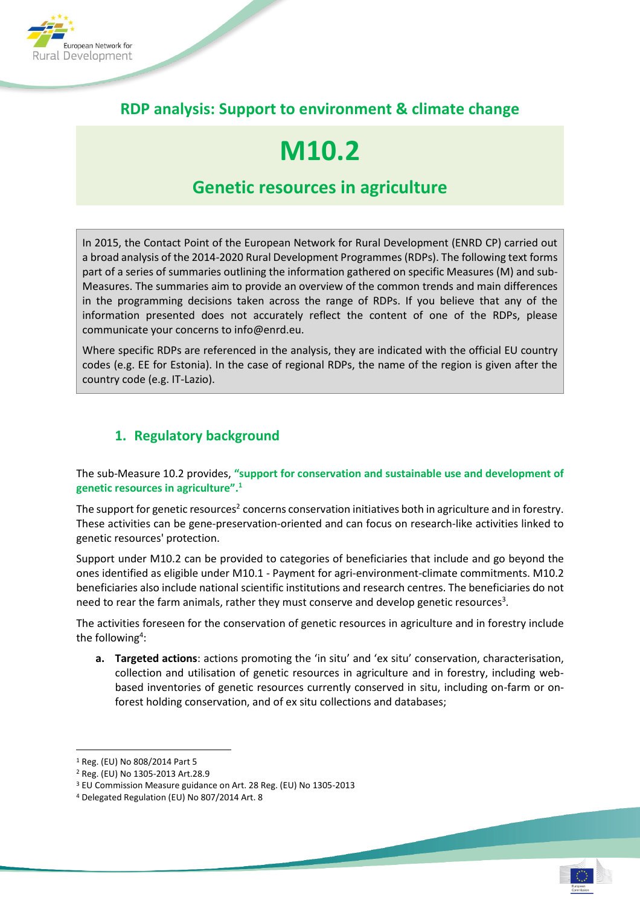## RDP analysis: Support to environment & climate change

# M10.2

## Genetic resources in agriculture

In 2015, the Contact Point of the European Network for Rural Development (ENRD CP) carried out a broad analysis of the 2014-2020 Rural Development Programmes (RDPs). The following text forms part of a series of summaries outlining the information gathered on specific Measures (M) and sub-Measures. The summaries aim to provide an overview of the common trends and main differences in the programming decisions taken across the range of RDPs. If you believe that any of the information presented does not accurately reflect the content of one of the RDPs, please communicate your concerns to info@enrd.eu.

Where specific RDPs are referenced in the analysis, they are indicated with the official EU country codes (e.g. EE for Estonia). In the case of regional RDPs, the name of the region is given after the country code (e.g. IT-Lazio).

### 1. Regulatory background

The sub-Measure 10.2 provides, **"support for conservation and sustainable use and development of genetic resources in agriculture".**[1]

The support for genetic resources[2] concerns conservation initiatives both in agriculture and in forestry. These activities can be gene-preservation-oriented and can focus on research-like activities linked to genetic resources' protection.

Support under M10.2 can be provided to categories of beneficiaries that include and go beyond the ones identified as eligible under M10.1 - Payment for agri-environment-climate commitments. M10.2 beneficiaries also include national scientific institutions and research centres. The beneficiaries do not need to rear the farm animals, rather they must conserve and develop genetic resources[3].

The activities foreseen for the conservation of genetic resources in agriculture and in forestry include the following[4]:

a. **Targeted actions**: actions promoting the 'in situ' and 'ex situ' conservation, characterisation, collection and utilisation of genetic resources in agriculture and in forestry, including web-based inventories of genetic resources currently conserved in situ, including on-farm or on-forest holding conservation, and of ex situ collections and databases;

---

[1] Reg. (EU) No 808/2014 Part 5

[2] Reg. (EU) No 1305-2013 Art.28.9

[3] EU Commission Measure guidance on Art. 28 Reg. (EU) No 1305-2013

[4] Delegated Regulation (EU) No 807/2014 Art. 8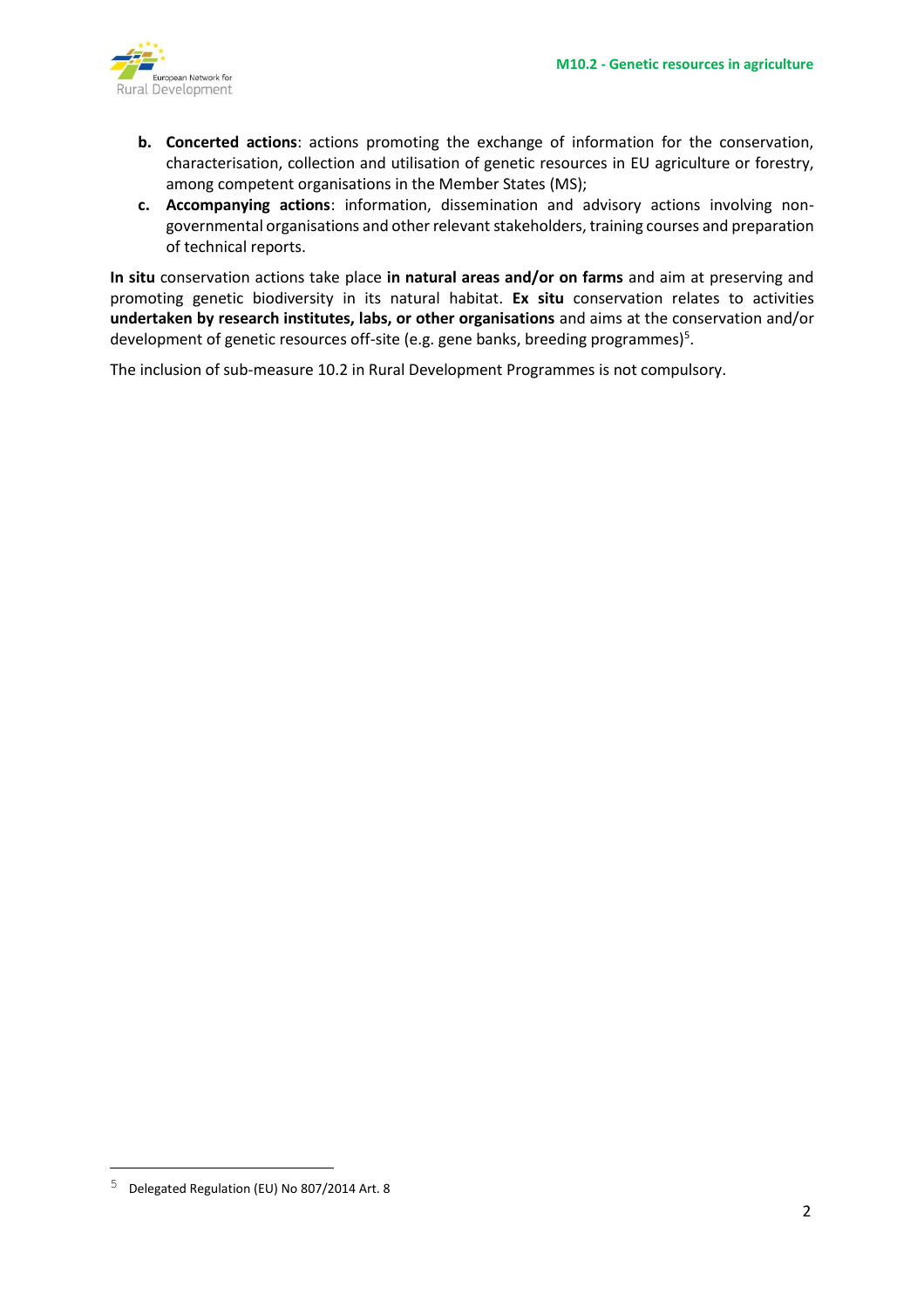b. **Concerted actions**: actions promoting the exchange of information for the conservation, characterisation, collection and utilisation of genetic resources in EU agriculture or forestry, among competent organisations in the Member States (MS);
c. **Accompanying actions**: information, dissemination and advisory actions involving non-governmental organisations and other relevant stakeholders, training courses and preparation of technical reports.

**In situ** conservation actions take place **in natural areas and/or on farms** and aim at preserving and promoting genetic biodiversity in its natural habitat. **Ex situ** conservation relates to activities **undertaken by research institutes, labs, or other organisations** and aims at the conservation and/or development of genetic resources off-site (e.g. gene banks, breeding programmes)[5].

The inclusion of sub-measure 10.2 in Rural Development Programmes is not compulsory.

---

[5] Delegated Regulation (EU) No 807/2014 Art. 8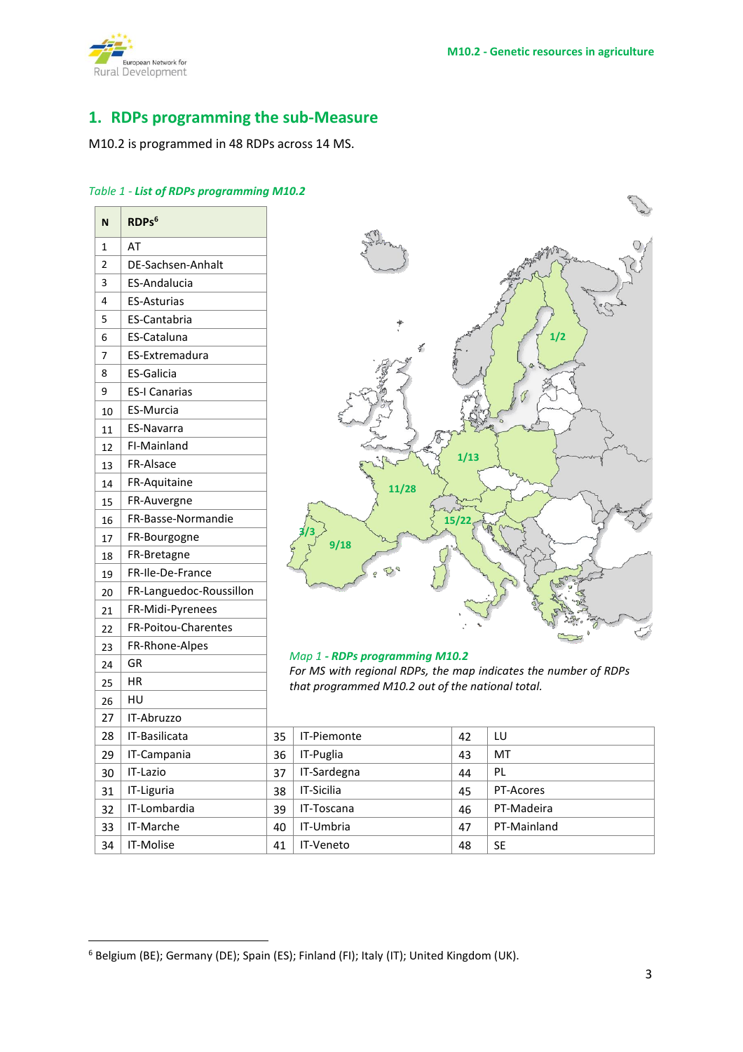## 1. RDPs programming the sub-Measure

M10.2 is programmed in 48 RDPs across 14 MS.

*Table 1 - **List of RDPs programming M10.2***

| N | RDPs[6] | N | RDPs | N | RDPs |
|---|---|---|---|---|---|
| 1 | AT | 28 | IT-Basilicata | 35 | IT-Piemonte |
| 2 | DE-Sachsen-Anhalt | 29 | IT-Campania | 36 | IT-Puglia |
| 3 | ES-Andalucia | 30 | IT-Lazio | 37 | IT-Sardegna |
| 4 | ES-Asturias | 31 | IT-Liguria | 38 | IT-Sicilia |
| 5 | ES-Cantabria | 32 | IT-Lombardia | 39 | IT-Toscana |
| 6 | ES-Cataluna | 33 | IT-Marche | 40 | IT-Umbria |
| 7 | ES-Extremadura | 34 | IT-Molise | 41 | IT-Veneto |
| 8 | ES-Galicia | 42 | LU | | |
| 9 | ES-I Canarias | 43 | MT | | |
| 10 | ES-Murcia | 44 | PL | | |
| 11 | ES-Navarra | 45 | PT-Acores | | |
| 12 | FI-Mainland | 46 | PT-Madeira | | |
| 13 | FR-Alsace | 47 | PT-Mainland | | |
| 14 | FR-Aquitaine | 48 | SE | | |
| 15 | FR-Auvergne | | | | |
| 16 | FR-Basse-Normandie | | | | |
| 17 | FR-Bourgogne | | | | |
| 18 | FR-Bretagne | | | | |
| 19 | FR-Ile-De-France | | | | |
| 20 | FR-Languedoc-Roussillon | | | | |
| 21 | FR-Midi-Pyrenees | | | | |
| 22 | FR-Poitou-Charentes | | | | |
| 23 | FR-Rhone-Alpes | | | | |
| 24 | GR | | | | |
| 25 | HR | | | | |
| 26 | HU | | | | |
| 27 | IT-Abruzzo | | | | |

*Map 1 - **RDPs programming M10.2***
*For MS with regional RDPs, the map indicates the number of RDPs that programmed M10.2 out of the national total.*

[6] Belgium (BE); Germany (DE); Spain (ES); Finland (FI); Italy (IT); United Kingdom (UK).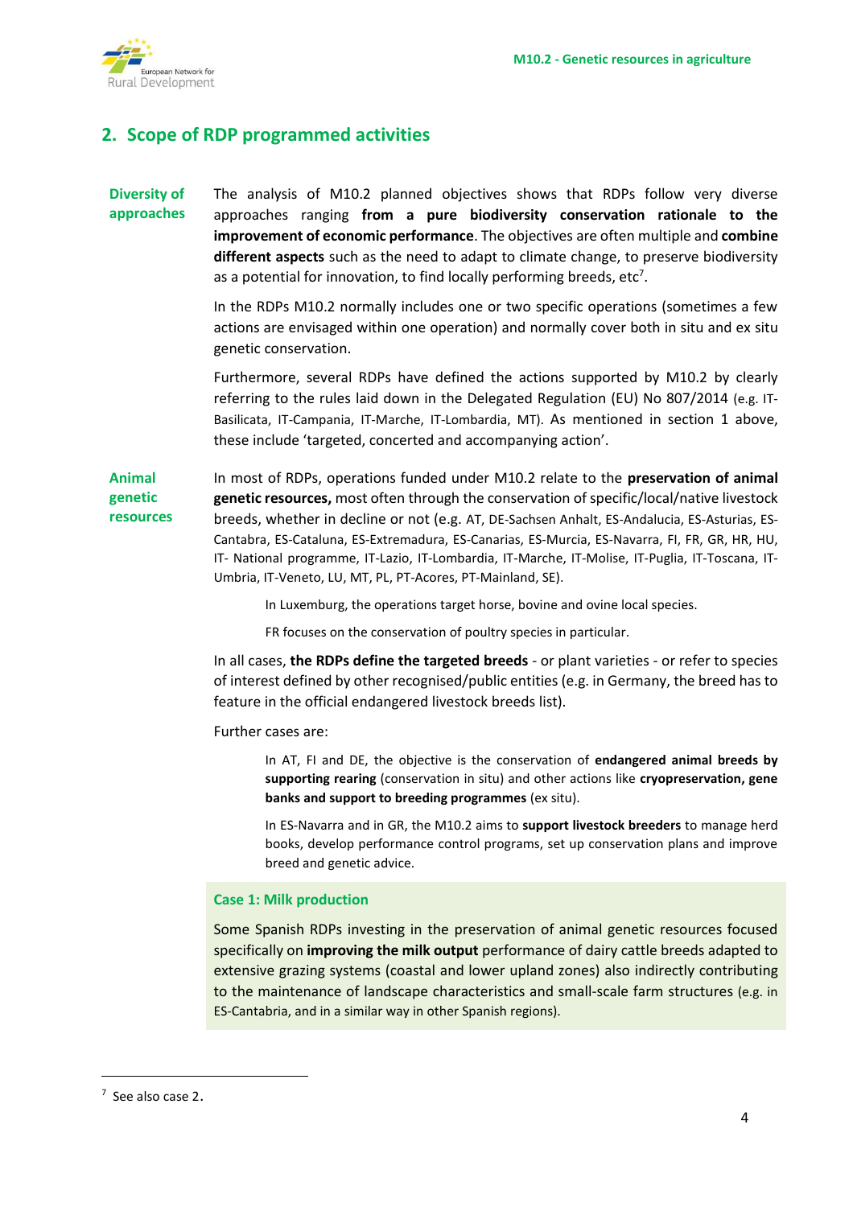## 2. Scope of RDP programmed activities

**Diversity of approaches**

The analysis of M10.2 planned objectives shows that RDPs follow very diverse approaches ranging **from a pure biodiversity conservation rationale to the improvement of economic performance**. The objectives are often multiple and **combine different aspects** such as the need to adapt to climate change, to preserve biodiversity as a potential for innovation, to find locally performing breeds, etc[7].

In the RDPs M10.2 normally includes one or two specific operations (sometimes a few actions are envisaged within one operation) and normally cover both in situ and ex situ genetic conservation.

Furthermore, several RDPs have defined the actions supported by M10.2 by clearly referring to the rules laid down in the Delegated Regulation (EU) No 807/2014 (e.g. IT-Basilicata, IT-Campania, IT-Marche, IT-Lombardia, MT). As mentioned in section 1 above, these include 'targeted, concerted and accompanying action'.

**Animal genetic resources**

In most of RDPs, operations funded under M10.2 relate to the **preservation of animal genetic resources,** most often through the conservation of specific/local/native livestock breeds, whether in decline or not (e.g. AT, DE-Sachsen Anhalt, ES-Andalucia, ES-Asturias, ES-Cantabra, ES-Cataluna, ES-Extremadura, ES-Canarias, ES-Murcia, ES-Navarra, FI, FR, GR, HR, HU, IT- National programme, IT-Lazio, IT-Lombardia, IT-Marche, IT-Molise, IT-Puglia, IT-Toscana, IT-Umbria, IT-Veneto, LU, MT, PL, PT-Acores, PT-Mainland, SE).

> In Luxemburg, the operations target horse, bovine and ovine local species.
>
> FR focuses on the conservation of poultry species in particular.

In all cases, **the RDPs define the targeted breeds** - or plant varieties - or refer to species of interest defined by other recognised/public entities (e.g. in Germany, the breed has to feature in the official endangered livestock breeds list).

Further cases are:

> In AT, FI and DE, the objective is the conservation of **endangered animal breeds by supporting rearing** (conservation in situ) and other actions like **cryopreservation, gene banks and support to breeding programmes** (ex situ).
>
> In ES-Navarra and in GR, the M10.2 aims to **support livestock breeders** to manage herd books, develop performance control programs, set up conservation plans and improve breed and genetic advice.

**Case 1: Milk production**

Some Spanish RDPs investing in the preservation of animal genetic resources focused specifically on **improving the milk output** performance of dairy cattle breeds adapted to extensive grazing systems (coastal and lower upland zones) also indirectly contributing to the maintenance of landscape characteristics and small-scale farm structures (e.g. in ES-Cantabria, and in a similar way in other Spanish regions).

---

[7] See also case 2.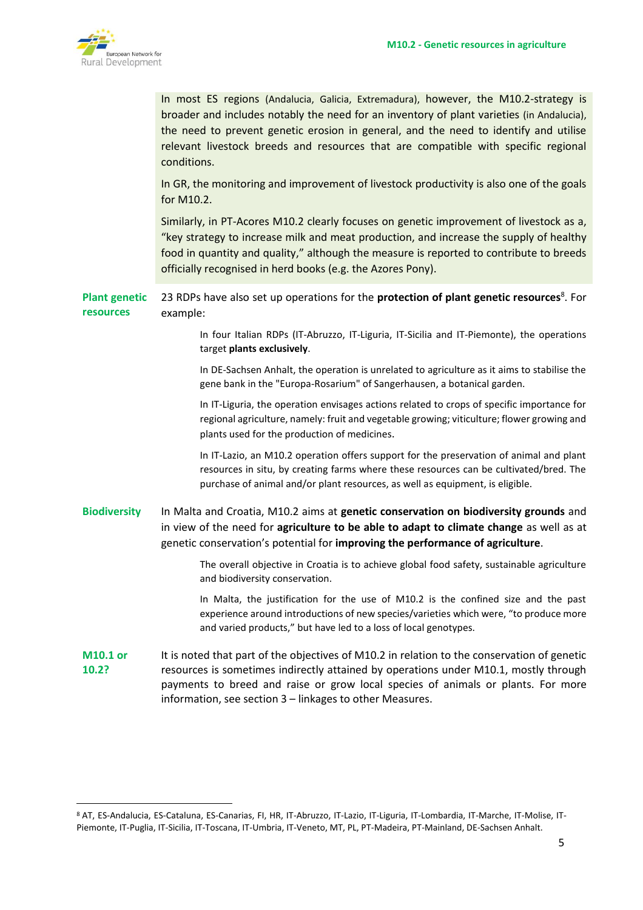In most ES regions (Andalucia, Galicia, Extremadura), however, the M10.2-strategy is broader and includes notably the need for an inventory of plant varieties (in Andalucia), the need to prevent genetic erosion in general, and the need to identify and utilise relevant livestock breeds and resources that are compatible with specific regional conditions.

In GR, the monitoring and improvement of livestock productivity is also one of the goals for M10.2.

Similarly, in PT-Acores M10.2 clearly focuses on genetic improvement of livestock as a, "key strategy to increase milk and meat production, and increase the supply of healthy food in quantity and quality," although the measure is reported to contribute to breeds officially recognised in herd books (e.g. the Azores Pony).

**Plant genetic resources**

23 RDPs have also set up operations for the **protection of plant genetic resources**[8]. For example:

> In four Italian RDPs (IT-Abruzzo, IT-Liguria, IT-Sicilia and IT-Piemonte), the operations target **plants exclusively**.
>
> In DE-Sachsen Anhalt, the operation is unrelated to agriculture as it aims to stabilise the gene bank in the "Europa-Rosarium" of Sangerhausen, a botanical garden.
>
> In IT-Liguria, the operation envisages actions related to crops of specific importance for regional agriculture, namely: fruit and vegetable growing; viticulture; flower growing and plants used for the production of medicines.
>
> In IT-Lazio, an M10.2 operation offers support for the preservation of animal and plant resources in situ, by creating farms where these resources can be cultivated/bred. The purchase of animal and/or plant resources, as well as equipment, is eligible.

**Biodiversity**

In Malta and Croatia, M10.2 aims at **genetic conservation on biodiversity grounds** and in view of the need for **agriculture to be able to adapt to climate change** as well as at genetic conservation's potential for **improving the performance of agriculture**.

> The overall objective in Croatia is to achieve global food safety, sustainable agriculture and biodiversity conservation.
>
> In Malta, the justification for the use of M10.2 is the confined size and the past experience around introductions of new species/varieties which were, "to produce more and varied products," but have led to a loss of local genotypes.

**M10.1 or 10.2?**

It is noted that part of the objectives of M10.2 in relation to the conservation of genetic resources is sometimes indirectly attained by operations under M10.1, mostly through payments to breed and raise or grow local species of animals or plants. For more information, see section 3 – linkages to other Measures.

---

[8] AT, ES-Andalucia, ES-Cataluna, ES-Canarias, FI, HR, IT-Abruzzo, IT-Lazio, IT-Liguria, IT-Lombardia, IT-Marche, IT-Molise, IT-Piemonte, IT-Puglia, IT-Sicilia, IT-Toscana, IT-Umbria, IT-Veneto, MT, PL, PT-Madeira, PT-Mainland, DE-Sachsen Anhalt.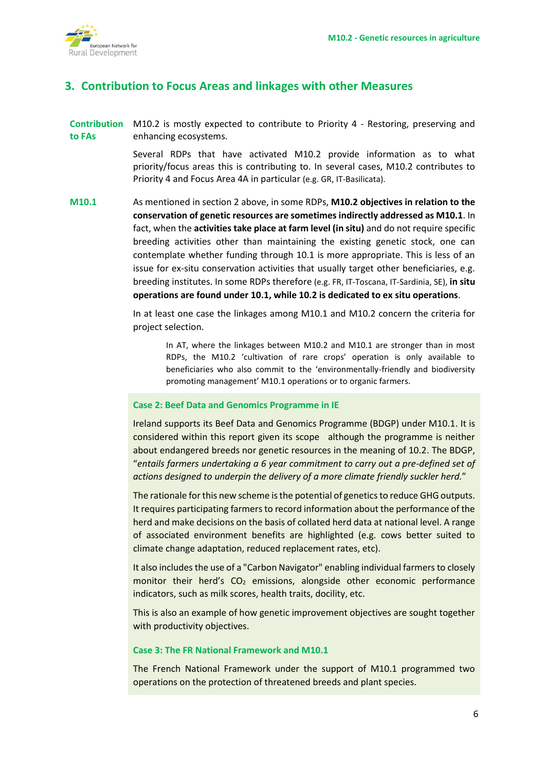## 3. Contribution to Focus Areas and linkages with other Measures

**Contribution to FAs**

M10.2 is mostly expected to contribute to Priority 4 - Restoring, preserving and enhancing ecosystems.

Several RDPs that have activated M10.2 provide information as to what priority/focus areas this is contributing to. In several cases, M10.2 contributes to Priority 4 and Focus Area 4A in particular (e.g. GR, IT-Basilicata).

**M10.1**

As mentioned in section 2 above, in some RDPs, **M10.2 objectives in relation to the conservation of genetic resources are sometimes indirectly addressed as M10.1**. In fact, when the **activities take place at farm level (in situ)** and do not require specific breeding activities other than maintaining the existing genetic stock, one can contemplate whether funding through 10.1 is more appropriate. This is less of an issue for ex-situ conservation activities that usually target other beneficiaries, e.g. breeding institutes. In some RDPs therefore (e.g. FR, IT-Toscana, IT-Sardinia, SE), **in situ operations are found under 10.1, while 10.2 is dedicated to ex situ operations**.

In at least one case the linkages among M10.1 and M10.2 concern the criteria for project selection.

> In AT, where the linkages between M10.2 and M10.1 are stronger than in most RDPs, the M10.2 'cultivation of rare crops' operation is only available to beneficiaries who also commit to the 'environmentally-friendly and biodiversity promoting management' M10.1 operations or to organic farmers.

### Case 2: Beef Data and Genomics Programme in IE

Ireland supports its Beef Data and Genomics Programme (BDGP) under M10.1. It is considered within this report given its scope although the programme is neither about endangered breeds nor genetic resources in the meaning of 10.2. The BDGP, "*entails farmers undertaking a 6 year commitment to carry out a pre-defined set of actions designed to underpin the delivery of a more climate friendly suckler herd.*"

The rationale for this new scheme is the potential of genetics to reduce GHG outputs. It requires participating farmers to record information about the performance of the herd and make decisions on the basis of collated herd data at national level. A range of associated environment benefits are highlighted (e.g. cows better suited to climate change adaptation, reduced replacement rates, etc).

It also includes the use of a "Carbon Navigator" enabling individual farmers to closely monitor their herd's $CO_2$ emissions, alongside other economic performance indicators, such as milk scores, health traits, docility, etc.

This is also an example of how genetic improvement objectives are sought together with productivity objectives.

### Case 3: The FR National Framework and M10.1

The French National Framework under the support of M10.1 programmed two operations on the protection of threatened breeds and plant species.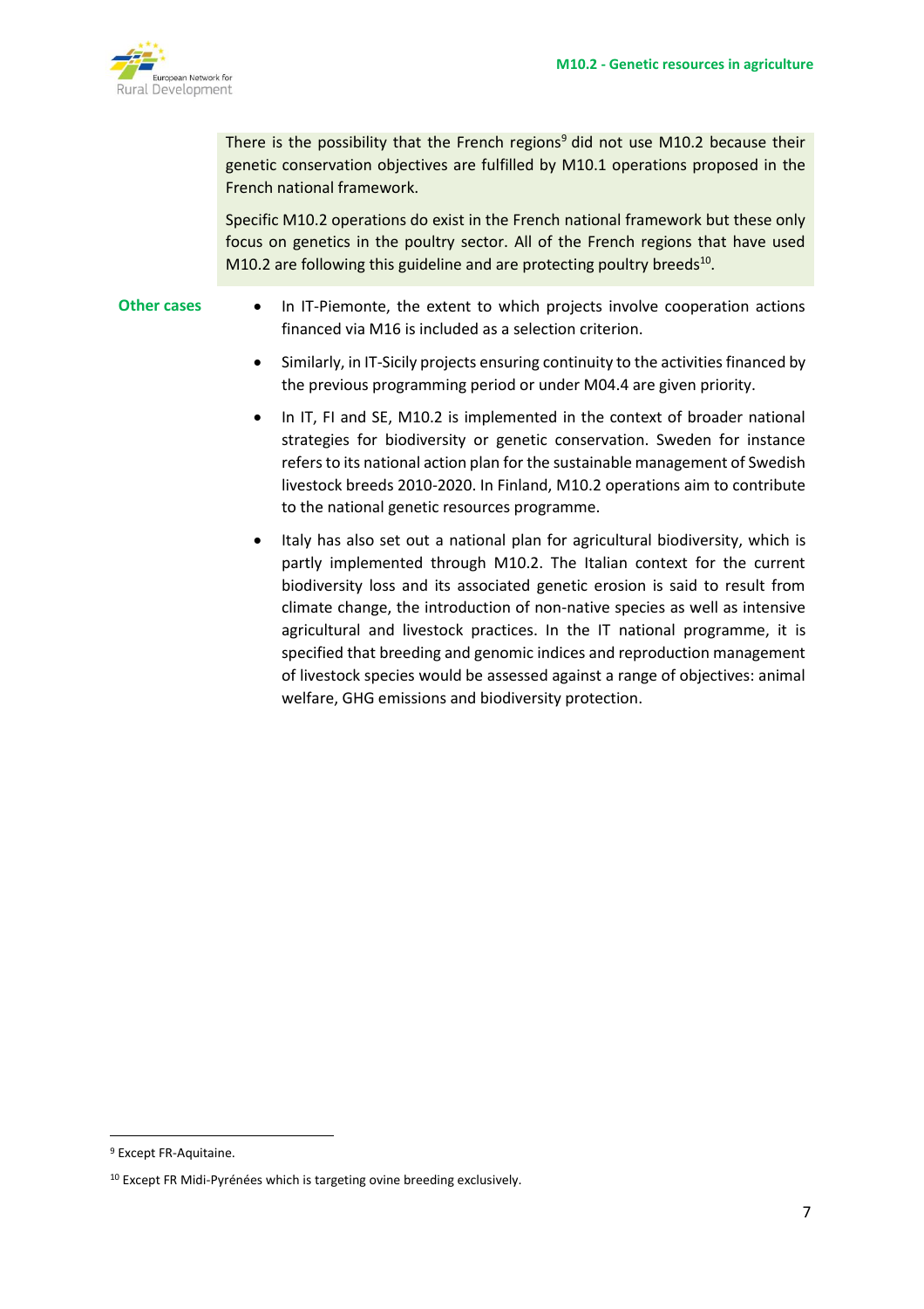There is the possibility that the French regions[9] did not use M10.2 because their genetic conservation objectives are fulfilled by M10.1 operations proposed in the French national framework.

Specific M10.2 operations do exist in the French national framework but these only focus on genetics in the poultry sector. All of the French regions that have used M10.2 are following this guideline and are protecting poultry breeds[10].

**Other cases**

- In IT-Piemonte, the extent to which projects involve cooperation actions financed via M16 is included as a selection criterion.
- Similarly, in IT-Sicily projects ensuring continuity to the activities financed by the previous programming period or under M04.4 are given priority.
- In IT, FI and SE, M10.2 is implemented in the context of broader national strategies for biodiversity or genetic conservation. Sweden for instance refers to its national action plan for the sustainable management of Swedish livestock breeds 2010-2020. In Finland, M10.2 operations aim to contribute to the national genetic resources programme.
- Italy has also set out a national plan for agricultural biodiversity, which is partly implemented through M10.2. The Italian context for the current biodiversity loss and its associated genetic erosion is said to result from climate change, the introduction of non-native species as well as intensive agricultural and livestock practices. In the IT national programme, it is specified that breeding and genomic indices and reproduction management of livestock species would be assessed against a range of objectives: animal welfare, GHG emissions and biodiversity protection.

---

[9] Except FR-Aquitaine.

[10] Except FR Midi-Pyrénées which is targeting ovine breeding exclusively.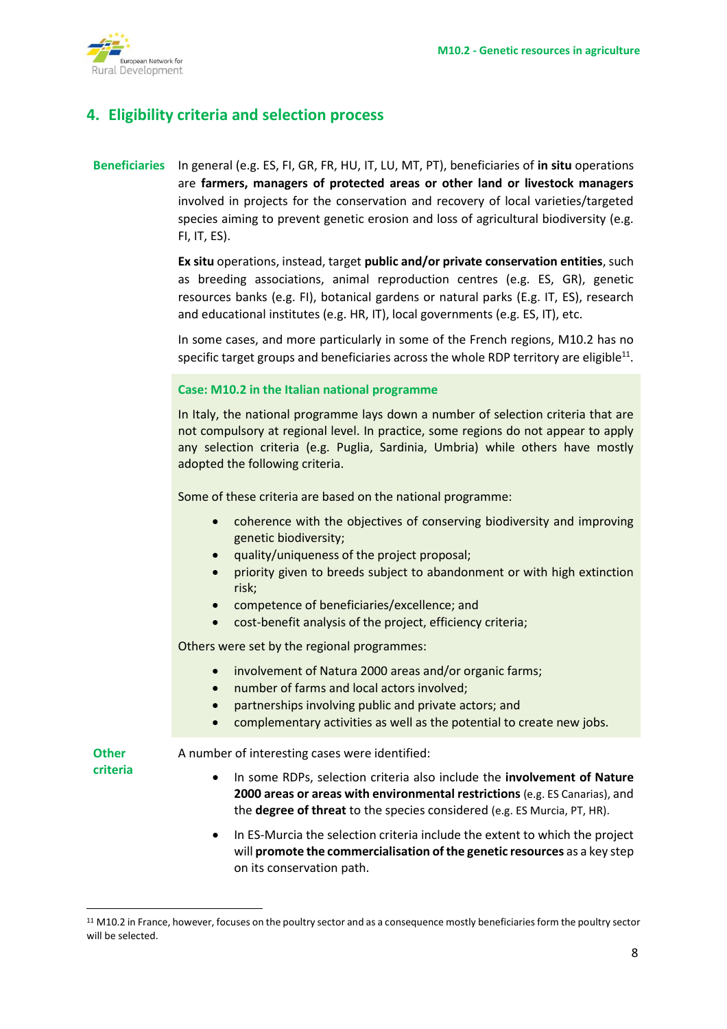## 4. Eligibility criteria and selection process

**Beneficiaries**

In general (e.g. ES, FI, GR, FR, HU, IT, LU, MT, PT), beneficiaries of **in situ** operations are **farmers, managers of protected areas or other land or livestock managers** involved in projects for the conservation and recovery of local varieties/targeted species aiming to prevent genetic erosion and loss of agricultural biodiversity (e.g. FI, IT, ES).

**Ex situ** operations, instead, target **public and/or private conservation entities**, such as breeding associations, animal reproduction centres (e.g. ES, GR), genetic resources banks (e.g. FI), botanical gardens or natural parks (E.g. IT, ES), research and educational institutes (e.g. HR, IT), local governments (e.g. ES, IT), etc.

In some cases, and more particularly in some of the French regions, M10.2 has no specific target groups and beneficiaries across the whole RDP territory are eligible[11].

**Case: M10.2 in the Italian national programme**

In Italy, the national programme lays down a number of selection criteria that are not compulsory at regional level. In practice, some regions do not appear to apply any selection criteria (e.g. Puglia, Sardinia, Umbria) while others have mostly adopted the following criteria.

Some of these criteria are based on the national programme:

- coherence with the objectives of conserving biodiversity and improving genetic biodiversity;
- quality/uniqueness of the project proposal;
- priority given to breeds subject to abandonment or with high extinction risk;
- competence of beneficiaries/excellence; and
- cost-benefit analysis of the project, efficiency criteria;

Others were set by the regional programmes:

- involvement of Natura 2000 areas and/or organic farms;
- number of farms and local actors involved;
- partnerships involving public and private actors; and
- complementary activities as well as the potential to create new jobs.

**Other criteria**

A number of interesting cases were identified:

- In some RDPs, selection criteria also include the **involvement of Nature 2000 areas or areas with environmental restrictions** (e.g. ES Canarias), and the **degree of threat** to the species considered (e.g. ES Murcia, PT, HR).
- In ES-Murcia the selection criteria include the extent to which the project will **promote the commercialisation of the genetic resources** as a key step on its conservation path.

[11] M10.2 in France, however, focuses on the poultry sector and as a consequence mostly beneficiaries form the poultry sector will be selected.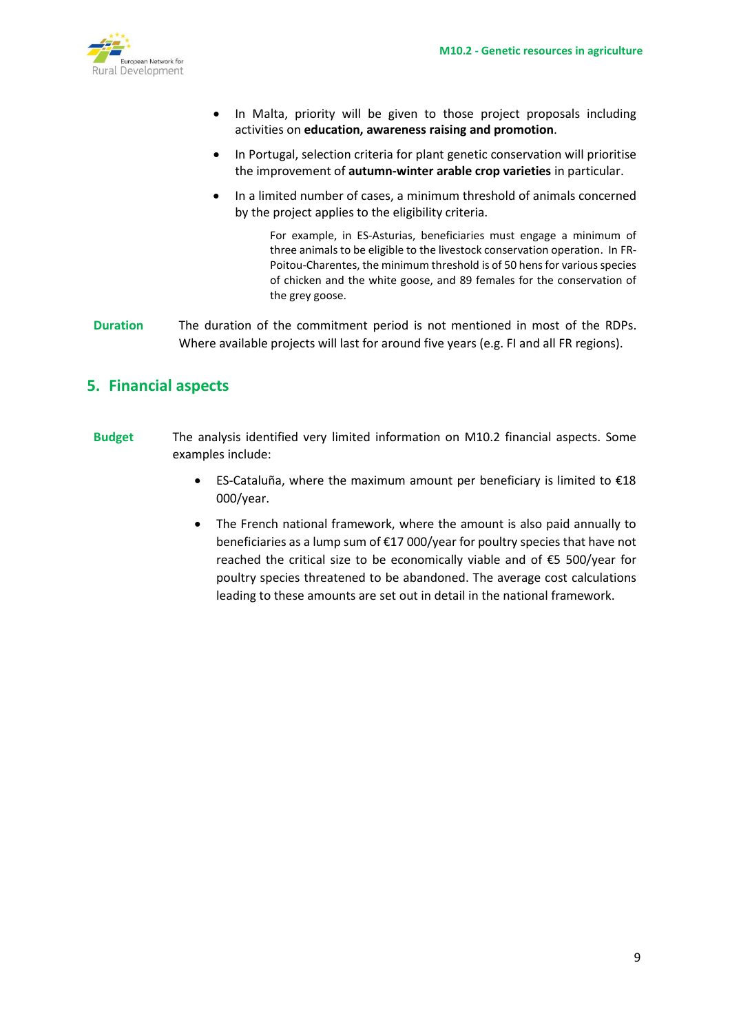- In Malta, priority will be given to those project proposals including activities on **education, awareness raising and promotion**.
- In Portugal, selection criteria for plant genetic conservation will prioritise the improvement of **autumn-winter arable crop varieties** in particular.
- In a limited number of cases, a minimum threshold of animals concerned by the project applies to the eligibility criteria.

  For example, in ES-Asturias, beneficiaries must engage a minimum of three animals to be eligible to the livestock conservation operation. In FR-Poitou-Charentes, the minimum threshold is of 50 hens for various species of chicken and the white goose, and 89 females for the conservation of the grey goose.

**Duration** The duration of the commitment period is not mentioned in most of the RDPs. Where available projects will last for around five years (e.g. FI and all FR regions).

## 5. Financial aspects

**Budget** The analysis identified very limited information on M10.2 financial aspects. Some examples include:

- ES-Cataluña, where the maximum amount per beneficiary is limited to €18 000/year.
- The French national framework, where the amount is also paid annually to beneficiaries as a lump sum of €17 000/year for poultry species that have not reached the critical size to be economically viable and of €5 500/year for poultry species threatened to be abandoned. The average cost calculations leading to these amounts are set out in detail in the national framework.